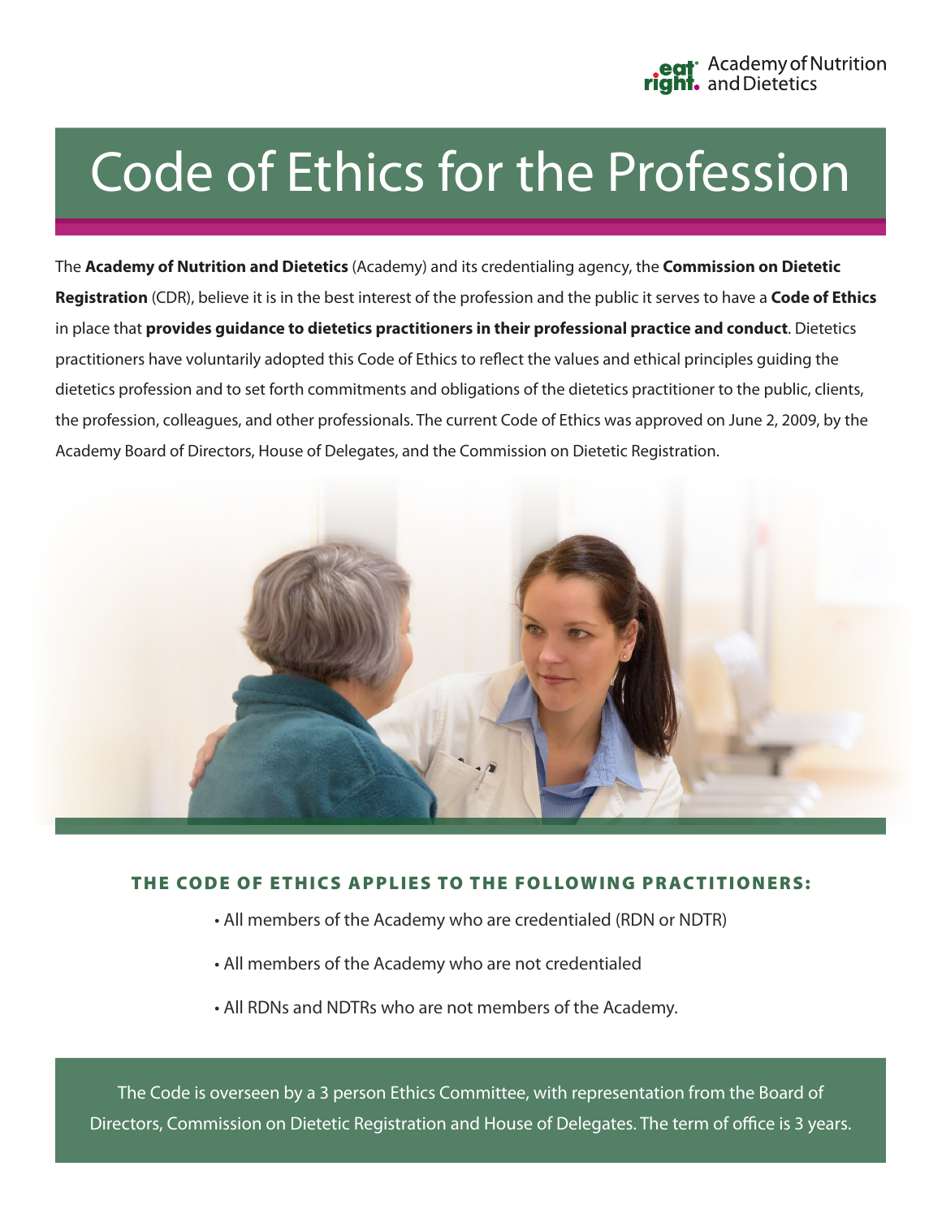Academy of Nutrition and Dietetics

# Code of Ethics for the Profession

The **Academy of Nutrition and Dietetics** (Academy) and its credentialing agency, the **Commission on Dietetic Registration** (CDR), believe it is in the best interest of the profession and the public it serves to have a **Code of Ethics** in place that **provides guidance to dietetics practitioners in their professional practice and conduct**. Dietetics practitioners have voluntarily adopted this Code of Ethics to reflect the values and ethical principles guiding the dietetics profession and to set forth commitments and obligations of the dietetics practitioner to the public, clients, the profession, colleagues, and other professionals. The current Code of Ethics was approved on June 2, 2009, by the Academy Board of Directors, House of Delegates, and the Commission on Dietetic Registration.

## THE CODE OF ETHICS APPLIES TO THE FOLLOWING PRACTITIONERS:

- All members of the Academy who are credentialed (RDN or NDTR)
- All members of the Academy who are not credentialed
- All RDNs and NDTRs who are not members of the Academy.

The Code is overseen by a 3 person Ethics Committee, with representation from the Board of Directors, Commission on Dietetic Registration and House of Delegates. The term of office is 3 years.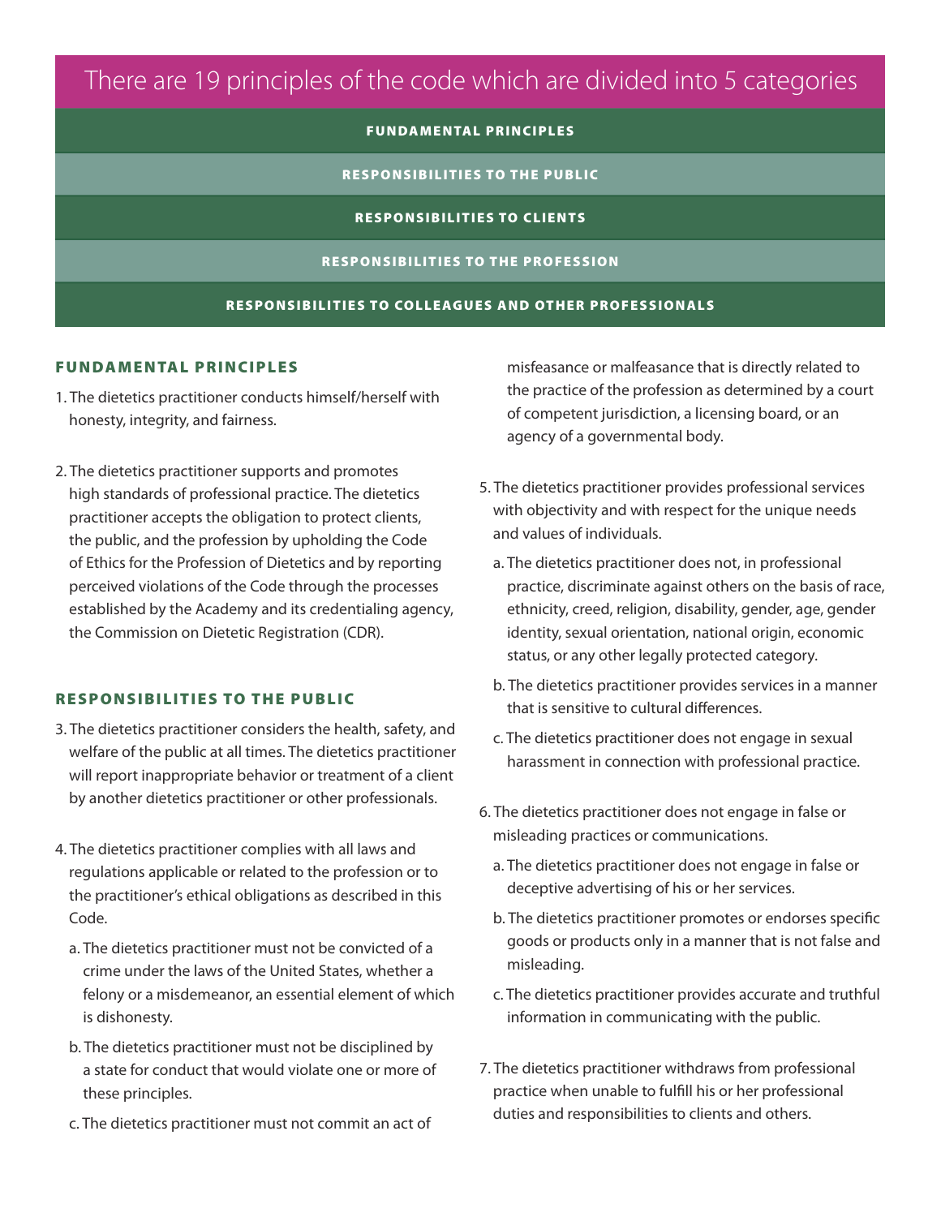# There are 19 principles of the code which are divided into 5 categories

**FUNDAMENTAL PRINCIPLES**

**RESPONSIBILITIES TO THE PUBLIC**

**RESPONSIBILITIES TO CLIENTS**

**RESPONSIBILITIES TO THE PROFESSION**

**RESPONSIBILITIES TO COLLEAGUES AND OTHER PROFESSIONALS**

## FUNDAMENTAL PRINCIPLES

1. The dietetics practitioner conducts himself/herself with honesty, integrity, and fairness.

2. The dietetics practitioner supports and promotes high standards of professional practice. The dietetics practitioner accepts the obligation to protect clients, the public, and the profession by upholding the Code of Ethics for the Profession of Dietetics and by reporting perceived violations of the Code through the processes established by the Academy and its credentialing agency, the Commission on Dietetic Registration (CDR).

## RESPONSIBILITIES TO THE PUBLIC

3. The dietetics practitioner considers the health, safety, and welfare of the public at all times. The dietetics practitioner will report inappropriate behavior or treatment of a client by another dietetics practitioner or other professionals.

4. The dietetics practitioner complies with all laws and regulations applicable or related to the profession or to the practitioner's ethical obligations as described in this Code.

   a. The dietetics practitioner must not be convicted of a crime under the laws of the United States, whether a felony or a misdemeanor, an essential element of which is dishonesty.

   b. The dietetics practitioner must not be disciplined by a state for conduct that would violate one or more of these principles.

   c. The dietetics practitioner must not commit an act of misfeasance or malfeasance that is directly related to the practice of the profession as determined by a court of competent jurisdiction, a licensing board, or an agency of a governmental body.

5. The dietetics practitioner provides professional services with objectivity and with respect for the unique needs and values of individuals.

   a. The dietetics practitioner does not, in professional practice, discriminate against others on the basis of race, ethnicity, creed, religion, disability, gender, age, gender identity, sexual orientation, national origin, economic status, or any other legally protected category.

   b. The dietetics practitioner provides services in a manner that is sensitive to cultural differences.

   c. The dietetics practitioner does not engage in sexual harassment in connection with professional practice.

6. The dietetics practitioner does not engage in false or misleading practices or communications.

   a. The dietetics practitioner does not engage in false or deceptive advertising of his or her services.

   b. The dietetics practitioner promotes or endorses specific goods or products only in a manner that is not false and misleading.

   c. The dietetics practitioner provides accurate and truthful information in communicating with the public.

7. The dietetics practitioner withdraws from professional practice when unable to fulfill his or her professional duties and responsibilities to clients and others.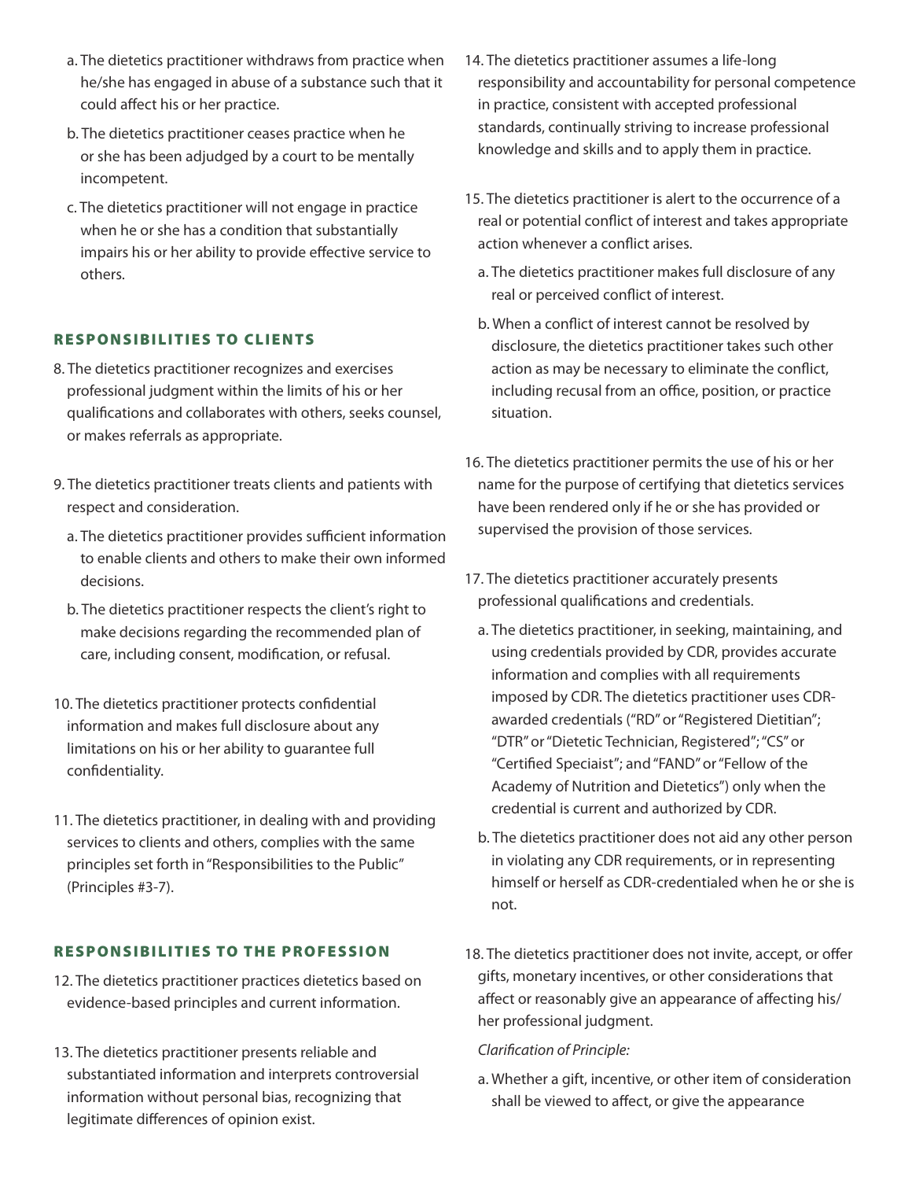a. The dietetics practitioner withdraws from practice when he/she has engaged in abuse of a substance such that it could affect his or her practice.

b. The dietetics practitioner ceases practice when he or she has been adjudged by a court to be mentally incompetent.

c. The dietetics practitioner will not engage in practice when he or she has a condition that substantially impairs his or her ability to provide effective service to others.

## RESPONSIBILITIES TO CLIENTS

8. The dietetics practitioner recognizes and exercises professional judgment within the limits of his or her qualifications and collaborates with others, seeks counsel, or makes referrals as appropriate.

9. The dietetics practitioner treats clients and patients with respect and consideration.

   a. The dietetics practitioner provides sufficient information to enable clients and others to make their own informed decisions.

   b. The dietetics practitioner respects the client's right to make decisions regarding the recommended plan of care, including consent, modification, or refusal.

10. The dietetics practitioner protects confidential information and makes full disclosure about any limitations on his or her ability to guarantee full confidentiality.

11. The dietetics practitioner, in dealing with and providing services to clients and others, complies with the same principles set forth in "Responsibilities to the Public" (Principles #3-7).

## RESPONSIBILITIES TO THE PROFESSION

12. The dietetics practitioner practices dietetics based on evidence-based principles and current information.

13. The dietetics practitioner presents reliable and substantiated information and interprets controversial information without personal bias, recognizing that legitimate differences of opinion exist.

14. The dietetics practitioner assumes a life-long responsibility and accountability for personal competence in practice, consistent with accepted professional standards, continually striving to increase professional knowledge and skills and to apply them in practice.

15. The dietetics practitioner is alert to the occurrence of a real or potential conflict of interest and takes appropriate action whenever a conflict arises.

    a. The dietetics practitioner makes full disclosure of any real or perceived conflict of interest.

    b. When a conflict of interest cannot be resolved by disclosure, the dietetics practitioner takes such other action as may be necessary to eliminate the conflict, including recusal from an office, position, or practice situation.

16. The dietetics practitioner permits the use of his or her name for the purpose of certifying that dietetics services have been rendered only if he or she has provided or supervised the provision of those services.

17. The dietetics practitioner accurately presents professional qualifications and credentials.

    a. The dietetics practitioner, in seeking, maintaining, and using credentials provided by CDR, provides accurate information and complies with all requirements imposed by CDR. The dietetics practitioner uses CDR-awarded credentials ("RD" or "Registered Dietitian"; "DTR" or "Dietetic Technician, Registered"; "CS" or "Certified Speciaist"; and "FAND" or "Fellow of the Academy of Nutrition and Dietetics") only when the credential is current and authorized by CDR.

    b. The dietetics practitioner does not aid any other person in violating any CDR requirements, or in representing himself or herself as CDR-credentialed when he or she is not.

18. The dietetics practitioner does not invite, accept, or offer gifts, monetary incentives, or other considerations that affect or reasonably give an appearance of affecting his/her professional judgment.

    *Clarification of Principle:*

    a. Whether a gift, incentive, or other item of consideration shall be viewed to affect, or give the appearance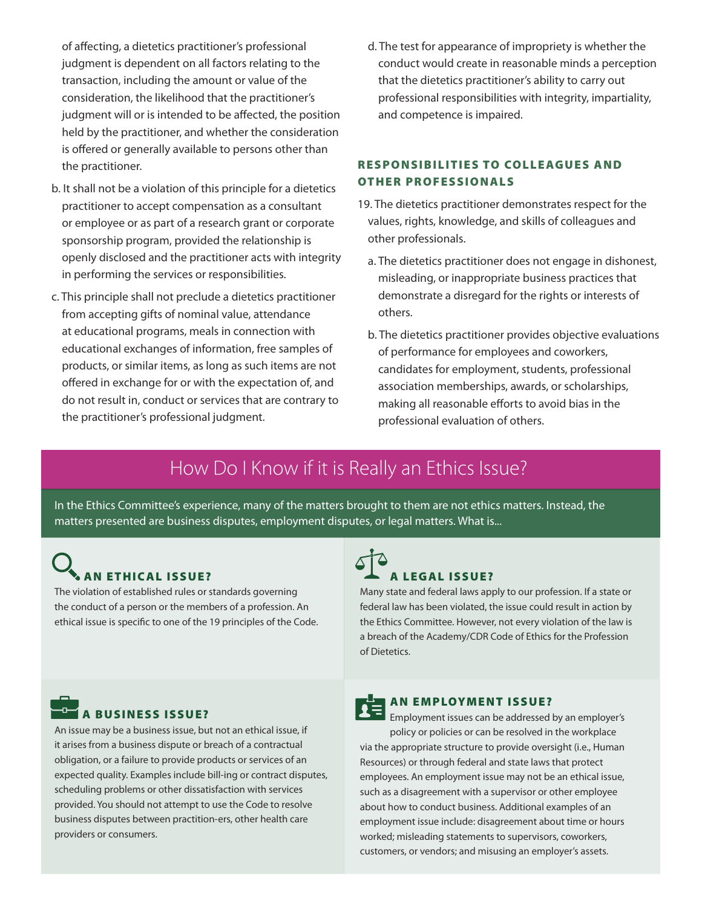of affecting, a dietetics practitioner's professional judgment is dependent on all factors relating to the transaction, including the amount or value of the consideration, the likelihood that the practitioner's judgment will or is intended to be affected, the position held by the practitioner, and whether the consideration is offered or generally available to persons other than the practitioner.

b. It shall not be a violation of this principle for a dietetics practitioner to accept compensation as a consultant or employee or as part of a research grant or corporate sponsorship program, provided the relationship is openly disclosed and the practitioner acts with integrity in performing the services or responsibilities.

c. This principle shall not preclude a dietetics practitioner from accepting gifts of nominal value, attendance at educational programs, meals in connection with educational exchanges of information, free samples of products, or similar items, as long as such items are not offered in exchange for or with the expectation of, and do not result in, conduct or services that are contrary to the practitioner's professional judgment.

d. The test for appearance of impropriety is whether the conduct would create in reasonable minds a perception that the dietetics practitioner's ability to carry out professional responsibilities with integrity, impartiality, and competence is impaired.

## RESPONSIBILITIES TO COLLEAGUES AND OTHER PROFESSIONALS

19. The dietetics practitioner demonstrates respect for the values, rights, knowledge, and skills of colleagues and other professionals.

a. The dietetics practitioner does not engage in dishonest, misleading, or inappropriate business practices that demonstrate a disregard for the rights or interests of others.

b. The dietetics practitioner provides objective evaluations of performance for employees and coworkers, candidates for employment, students, professional association memberships, awards, or scholarships, making all reasonable efforts to avoid bias in the professional evaluation of others.

## How Do I Know if it is Really an Ethics Issue?

In the Ethics Committee's experience, many of the matters brought to them are not ethics matters. Instead, the matters presented are business disputes, employment disputes, or legal matters. What is...

### AN ETHICAL ISSUE?

The violation of established rules or standards governing the conduct of a person or the members of a profession. An ethical issue is specific to one of the 19 principles of the Code.

### A LEGAL ISSUE?

Many state and federal laws apply to our profession. If a state or federal law has been violated, the issue could result in action by the Ethics Committee. However, not every violation of the law is a breach of the Academy/CDR Code of Ethics for the Profession of Dietetics.

### A BUSINESS ISSUE?

An issue may be a business issue, but not an ethical issue, if it arises from a business dispute or breach of a contractual obligation, or a failure to provide products or services of an expected quality. Examples include bill-ing or contract disputes, scheduling problems or other dissatisfaction with services provided. You should not attempt to use the Code to resolve business disputes between practition-ers, other health care providers or consumers.

### AN EMPLOYMENT ISSUE?

Employment issues can be addressed by an employer's policy or policies or can be resolved in the workplace via the appropriate structure to provide oversight (i.e., Human Resources) or through federal and state laws that protect employees. An employment issue may not be an ethical issue, such as a disagreement with a supervisor or other employee about how to conduct business. Additional examples of an employment issue include: disagreement about time or hours worked; misleading statements to supervisors, coworkers, customers, or vendors; and misusing an employer's assets.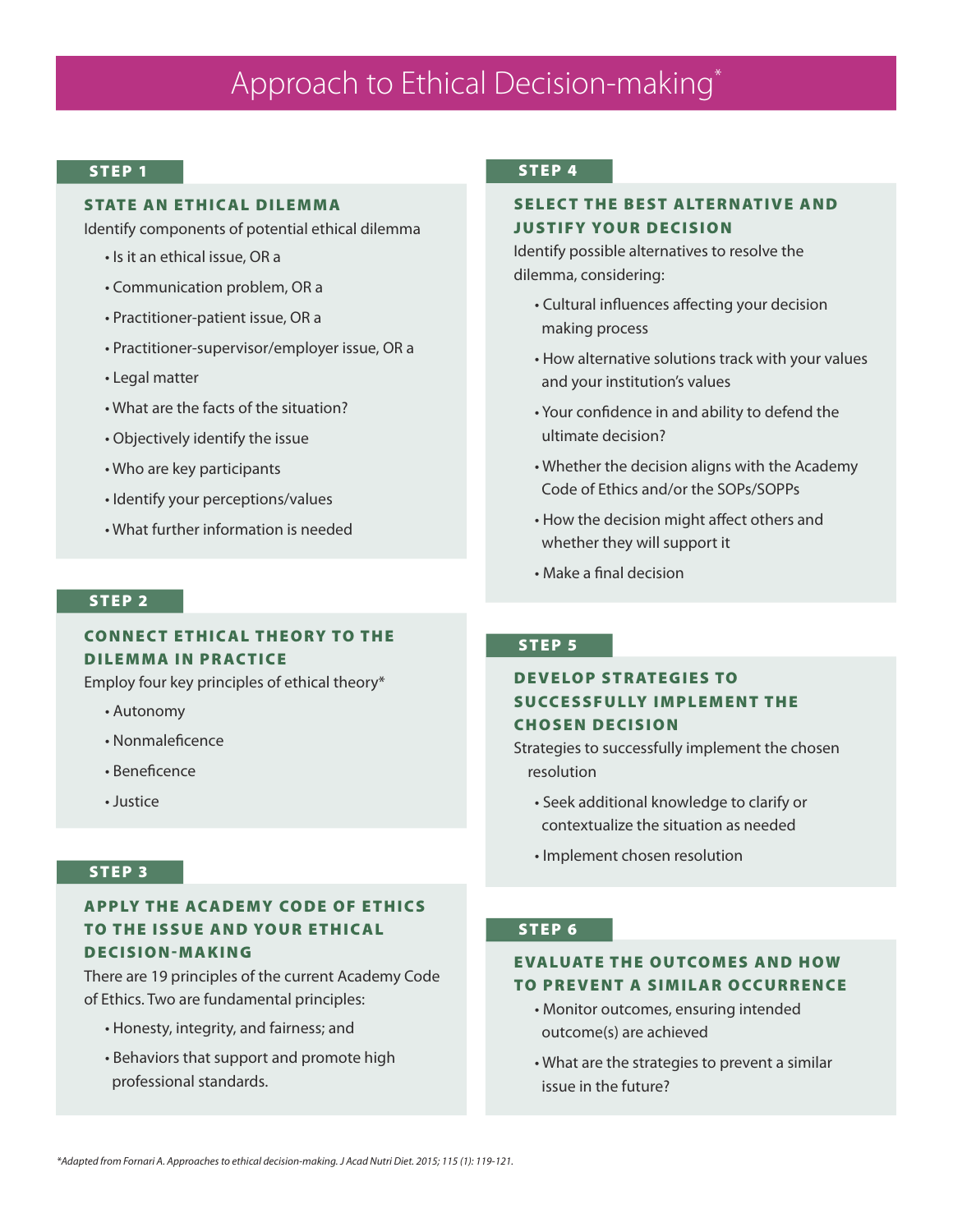# Approach to Ethical Decision-making*

## STEP 1

### STATE AN ETHICAL DILEMMA

Identify components of potential ethical dilemma

- Is it an ethical issue, OR a
- Communication problem, OR a
- Practitioner-patient issue, OR a
- Practitioner-supervisor/employer issue, OR a
- Legal matter
- What are the facts of the situation?
- Objectively identify the issue
- Who are key participants
- Identify your perceptions/values
- What further information is needed

## STEP 2

### CONNECT ETHICAL THEORY TO THE DILEMMA IN PRACTICE

Employ four key principles of ethical theory*

- Autonomy
- Nonmaleficence
- Beneficence
- Justice

## STEP 3

### APPLY THE ACADEMY CODE OF ETHICS TO THE ISSUE AND YOUR ETHICAL DECISION-MAKING

There are 19 principles of the current Academy Code of Ethics. Two are fundamental principles:

- Honesty, integrity, and fairness; and
- Behaviors that support and promote high professional standards.

## STEP 4

### SELECT THE BEST ALTERNATIVE AND JUSTIFY YOUR DECISION

Identify possible alternatives to resolve the dilemma, considering:

- Cultural influences affecting your decision making process
- How alternative solutions track with your values and your institution's values
- Your confidence in and ability to defend the ultimate decision?
- Whether the decision aligns with the Academy Code of Ethics and/or the SOPs/SOPPs
- How the decision might affect others and whether they will support it
- Make a final decision

## STEP 5

### DEVELOP STRATEGIES TO SUCCESSFULLY IMPLEMENT THE CHOSEN DECISION

Strategies to successfully implement the chosen resolution

- Seek additional knowledge to clarify or contextualize the situation as needed
- Implement chosen resolution

## STEP 6

### EVALUATE THE OUTCOMES AND HOW TO PREVENT A SIMILAR OCCURRENCE

- Monitor outcomes, ensuring intended outcome(s) are achieved
- What are the strategies to prevent a similar issue in the future?

*\*Adapted from Fornari A. Approaches to ethical decision-making. J Acad Nutri Diet. 2015; 115 (1): 119-121.*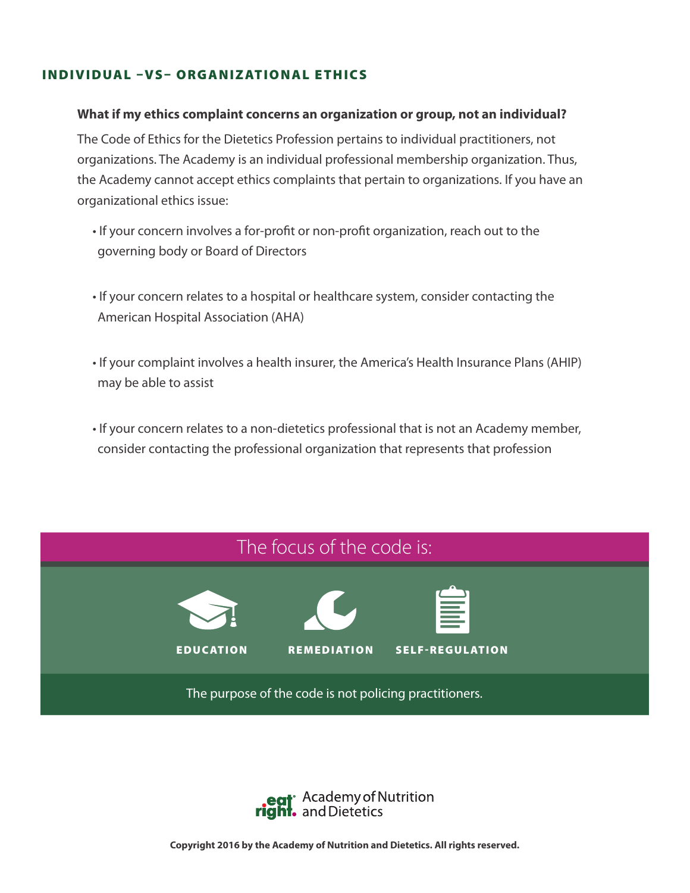## INDIVIDUAL –VS– ORGANIZATIONAL ETHICS

**What if my ethics complaint concerns an organization or group, not an individual?**

The Code of Ethics for the Dietetics Profession pertains to individual practitioners, not organizations. The Academy is an individual professional membership organization. Thus, the Academy cannot accept ethics complaints that pertain to organizations. If you have an organizational ethics issue:

- If your concern involves a for-profit or non-profit organization, reach out to the governing body or Board of Directors
- If your concern relates to a hospital or healthcare system, consider contacting the American Hospital Association (AHA)
- If your complaint involves a health insurer, the America's Health Insurance Plans (AHIP) may be able to assist
- If your concern relates to a non-dietetics professional that is not an Academy member, consider contacting the professional organization that represents that profession

### The focus of the code is:

**EDUCATION**

**REMEDIATION**

**SELF-REGULATION**

The purpose of the code is not policing practitioners.

eat right. Academy of Nutrition and Dietetics

**Copyright 2016 by the Academy of Nutrition and Dietetics. All rights reserved.**